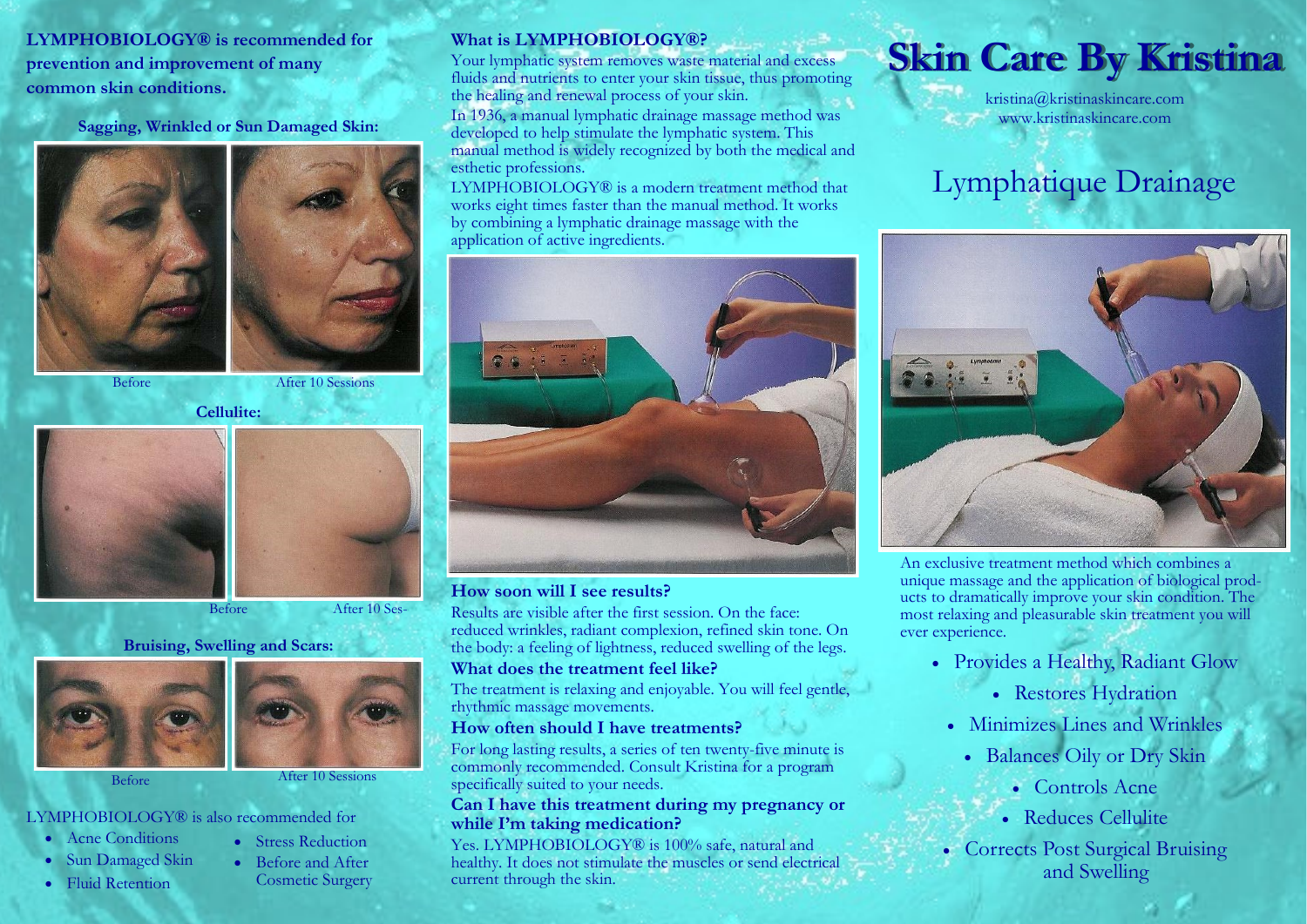**LYMPHOBIOLOGY® is recommended for prevention and improvement of many common skin conditions.**

**Sagging, Wrinkled or Sun Damaged Skin:**

Before After 10 Sessions

**Cellulite:**

Before After 10 Ses-

**Bruising, Swelling and Scars:**

Before After 10 Sessions

LYMPHOBIOLOGY® is also recommended for

- Acne Conditions
- Sun Damaged Skin
- Fluid Retention
- Stress Reduction
- Before and After Cosmetic Surgery

### What is LYMPHOBIOLOGY®?

Your lymphatic system removes waste material and excess fluids and nutrients to enter your skin tissue, thus promoting the healing and renewal process of your skin.

In 1936, a manual lymphatic drainage massage method was developed to help stimulate the lymphatic system. This manual method is widely recognized by both the medical and esthetic professions.

LYMPHOBIOLOGY® is a modern treatment method that works eight times faster than the manual method. It works by combining a lymphatic drainage massage with the application of active ingredients.

### How soon will I see results?

Results are visible after the first session. On the face: reduced wrinkles, radiant complexion, refined skin tone. On the body: a feeling of lightness, reduced swelling of the legs.

### What does the treatment feel like?

The treatment is relaxing and enjoyable. You will feel gentle, rhythmic massage movements.

### How often should I have treatments?

For long lasting results, a series of ten twenty-five minute is commonly recommended. Consult Kristina for a program specifically suited to your needs.

### Can I have this treatment during my pregnancy or while I'm taking medication?

Yes. LYMPHOBIOLOGY® is 100% safe, natural and healthy. It does not stimulate the muscles or send electrical current through the skin.

# Skin Care By Kristina

kristina@kristinaskincare.com
www.kristinaskincare.com

## Lymphatique Drainage

An exclusive treatment method which combines a unique massage and the application of biological products to dramatically improve your skin condition. The most relaxing and pleasurable skin treatment you will ever experience.

- Provides a Healthy, Radiant Glow
- Restores Hydration
- Minimizes Lines and Wrinkles
- Balances Oily or Dry Skin
- Controls Acne
- Reduces Cellulite
- Corrects Post Surgical Bruising and Swelling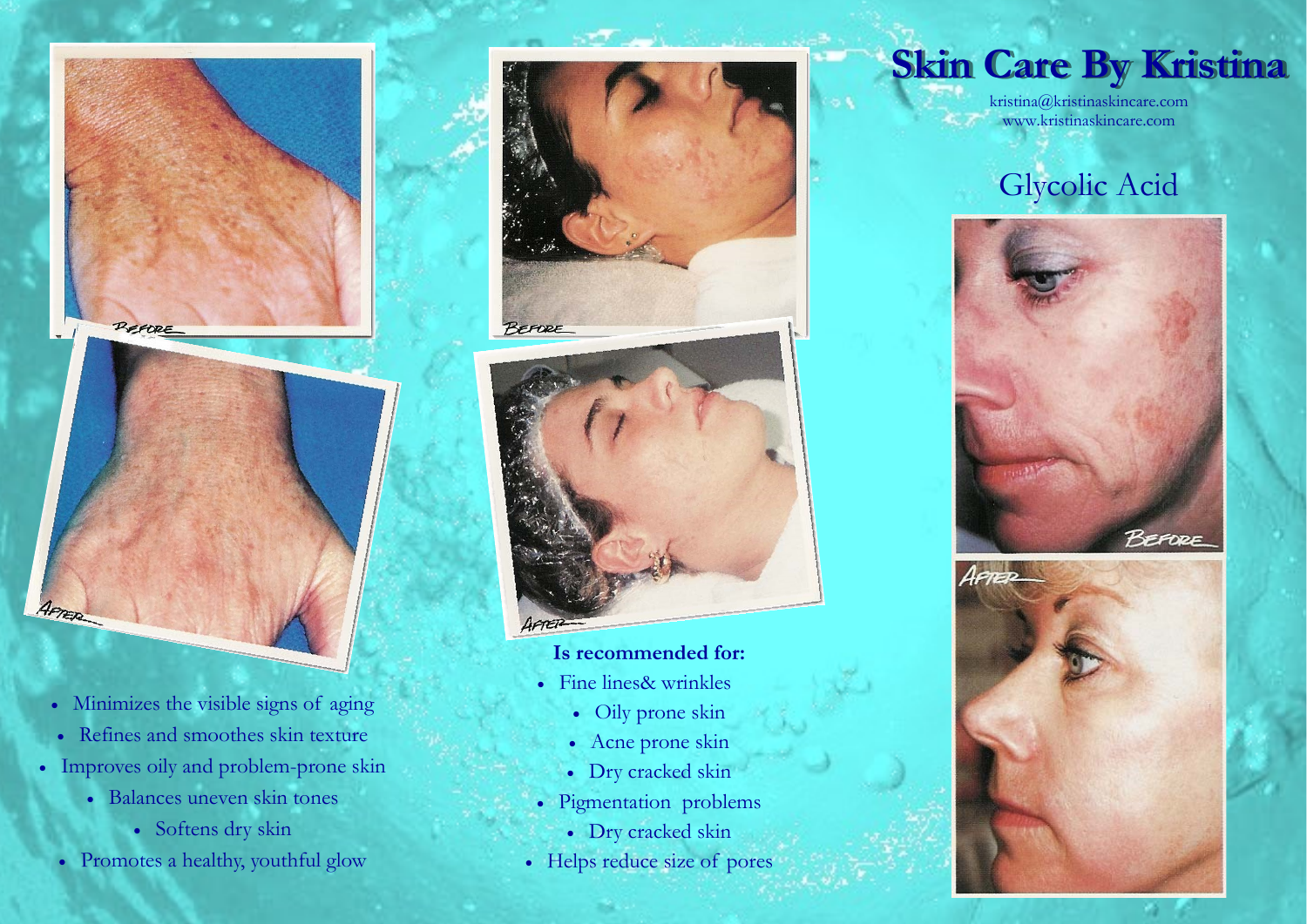# Skin Care By Kristina

kristina@kristinaskincare.com
www.kristinaskincare.com

## Glycolic Acid

- Minimizes the visible signs of aging
- Refines and smoothes skin texture
- Improves oily and problem-prone skin
- Balances uneven skin tones
- Softens dry skin
- Promotes a healthy, youthful glow

**Is recommended for:**

- Fine lines& wrinkles
- Oily prone skin
- Acne prone skin
- Dry cracked skin
- Pigmentation problems
- Dry cracked skin
- Helps reduce size of pores